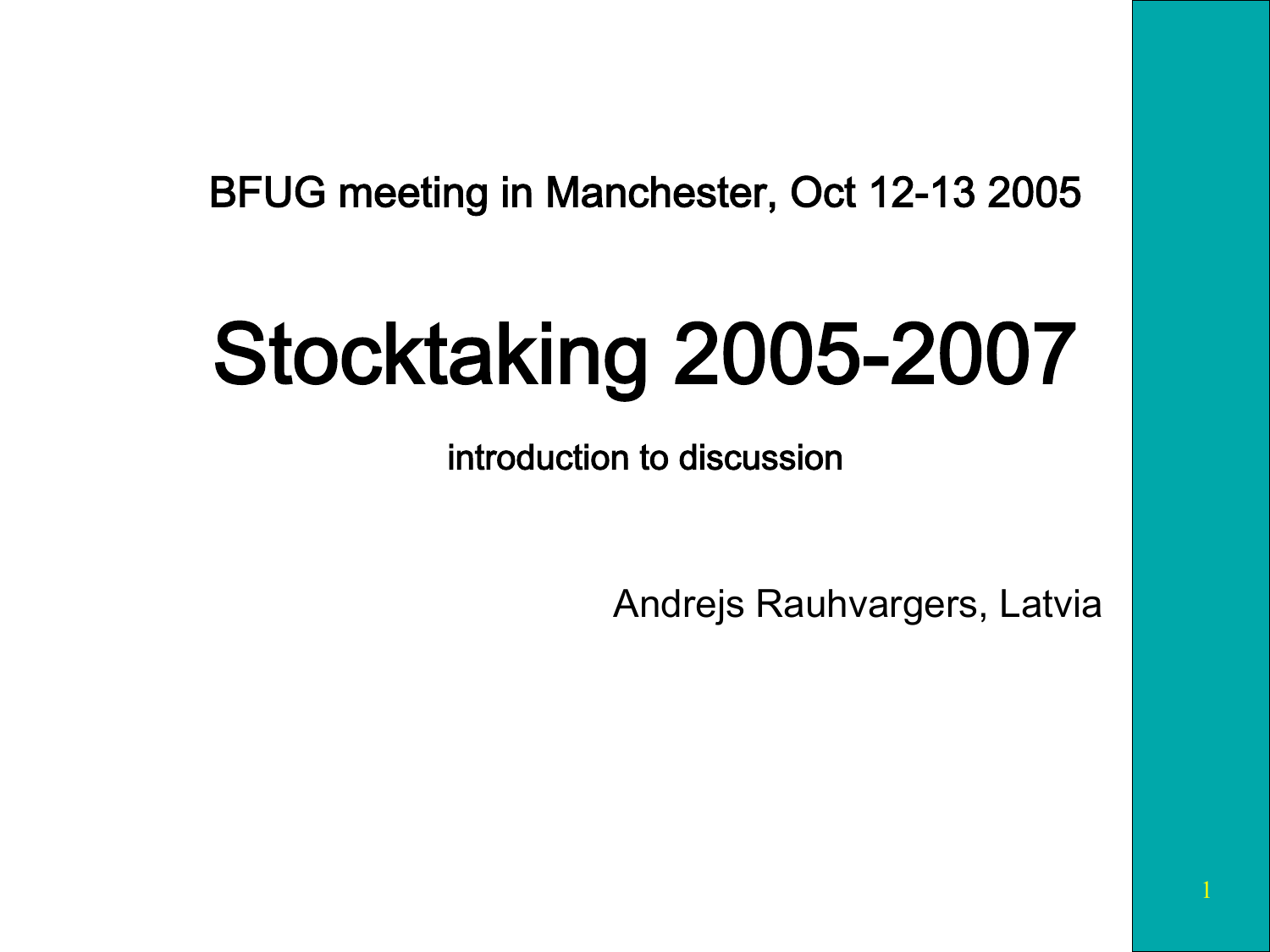BFUG meeting in Manchester, Oct 12-13 2005

# Stocktaking 2005-2007

introduction to discussion

Andrejs Rauhvargers, Latvia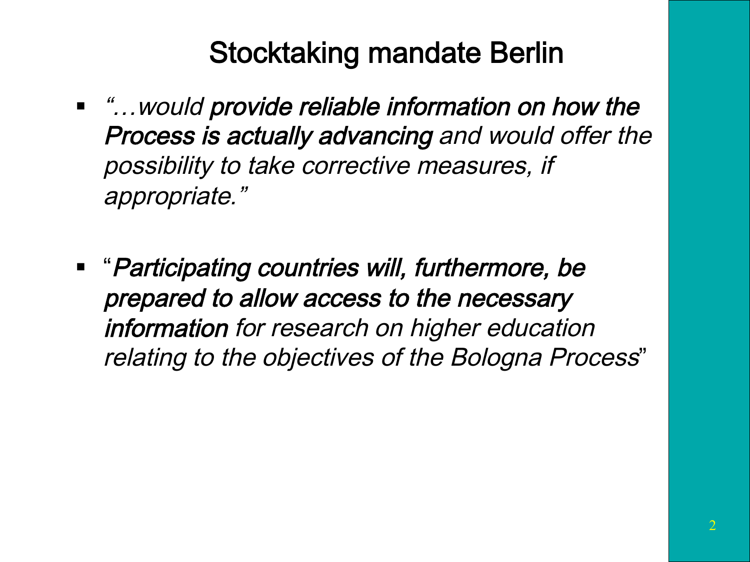# Stocktaking mandate Berlin

- *"…would **provide reliable information on how the Process is actually advancing** and would offer the possibility to take corrective measures, if appropriate."*

- "***Participating countries will, furthermore, be prepared to allow access to the necessary information*** *for research on higher education relating to the objectives of the Bologna Process*"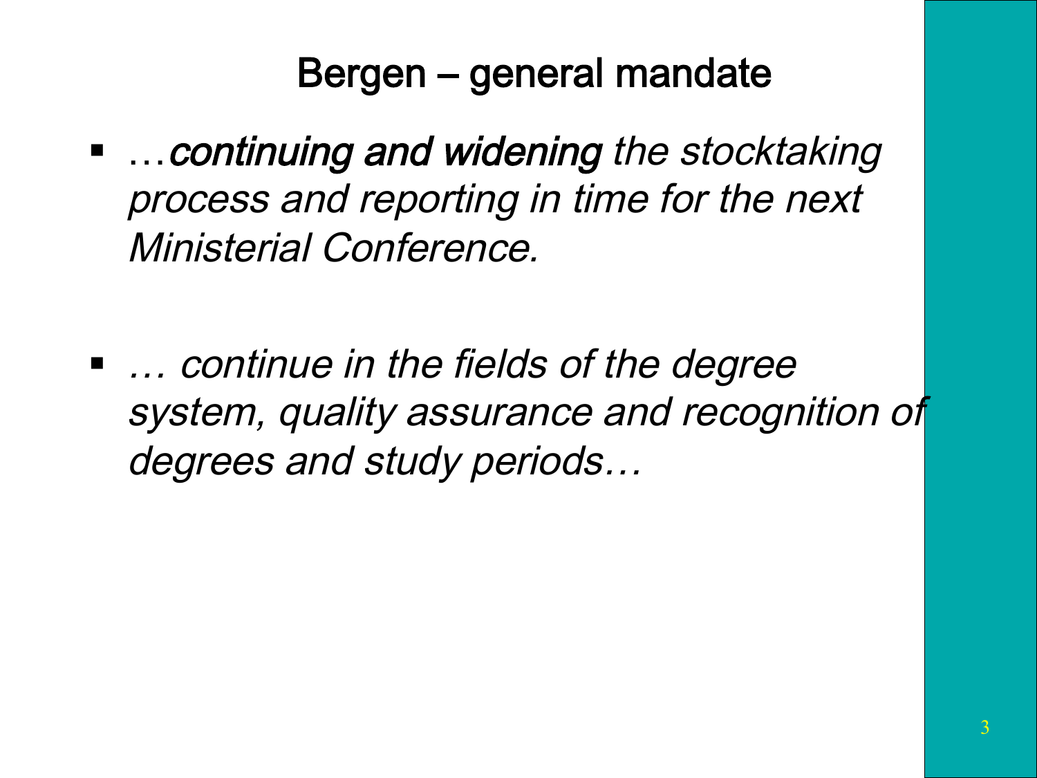# Bergen – general mandate

- …*continuing and widening the stocktaking process and reporting in time for the next Ministerial Conference.*

- *… continue in the fields of the degree system, quality assurance and recognition of degrees and study periods…*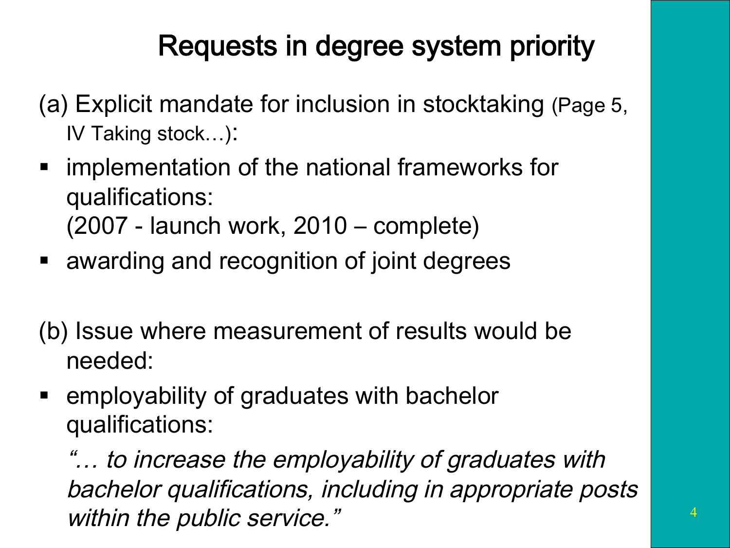# Requests in degree system priority

(a) Explicit mandate for inclusion in stocktaking (Page 5, IV Taking stock…):

- implementation of the national frameworks for qualifications:
  (2007 - launch work, 2010 – complete)
- awarding and recognition of joint degrees

(b) Issue where measurement of results would be needed:

- employability of graduates with bachelor qualifications:

  *"… to increase the employability of graduates with bachelor qualifications, including in appropriate posts within the public service."*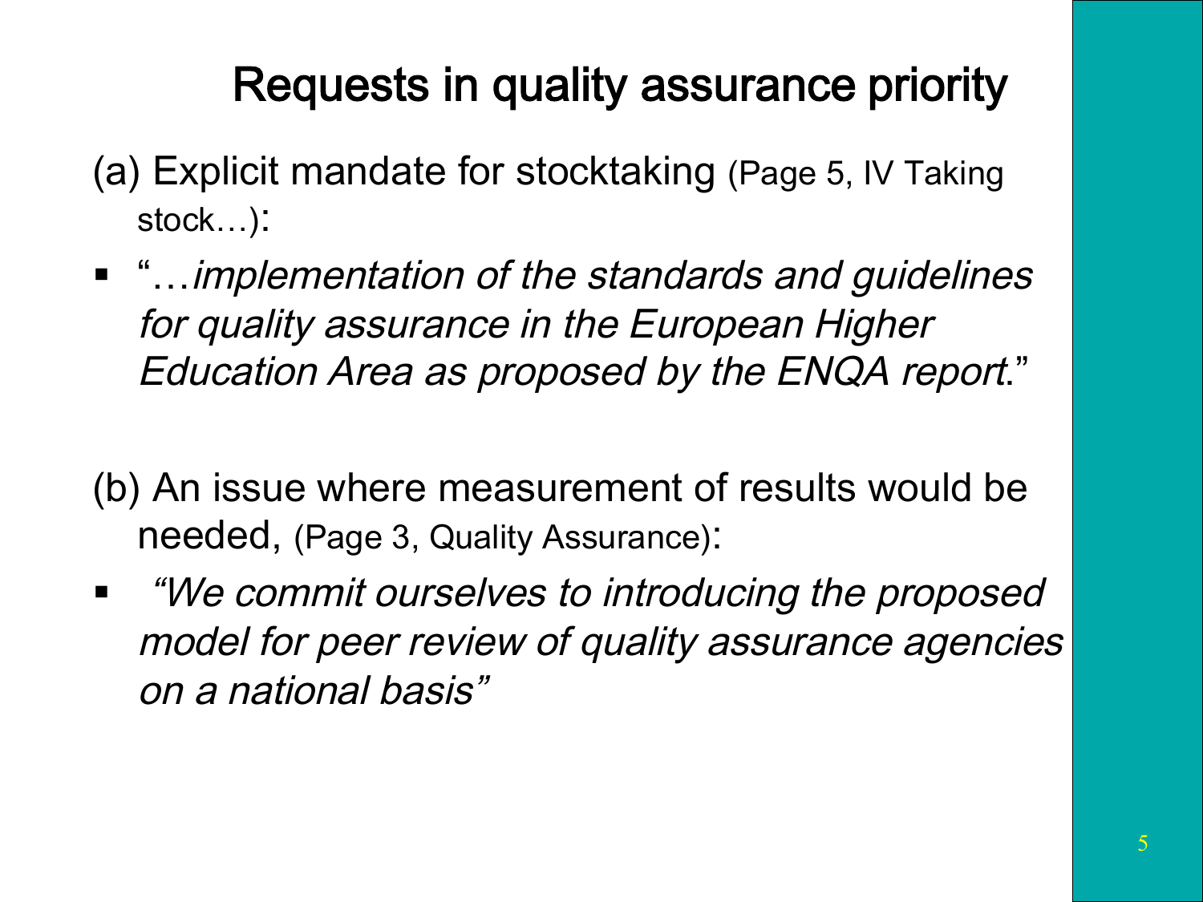# Requests in quality assurance priority

(a) Explicit mandate for stocktaking (Page 5, IV Taking stock…):

- "…*implementation of the standards and guidelines for quality assurance in the European Higher Education Area as proposed by the ENQA report*."

(b) An issue where measurement of results would be needed, (Page 3, Quality Assurance):

- *"We commit ourselves to introducing the proposed model for peer review of quality assurance agencies on a national basis"*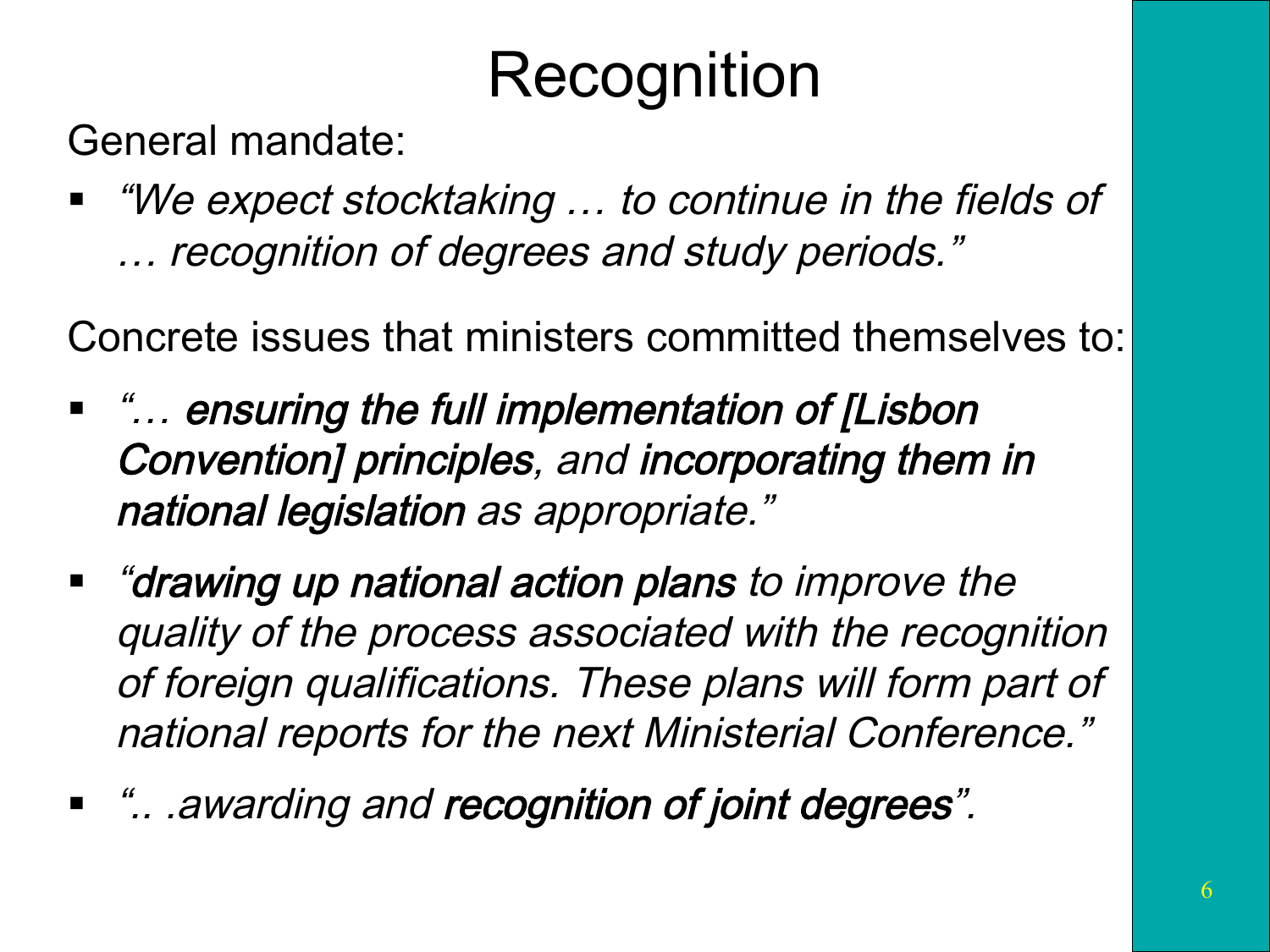# Recognition

General mandate:

- *"We expect stocktaking … to continue in the fields of … recognition of degrees and study periods."*

Concrete issues that ministers committed themselves to:

- *"… **ensuring the full implementation of [Lisbon Convention] principles**, and **incorporating them in national legislation** as appropriate."*
- *"**drawing up national action plans** to improve the quality of the process associated with the recognition of foreign qualifications. These plans will form part of national reports for the next Ministerial Conference."*
- *".. .awarding and **recognition of joint degrees**".*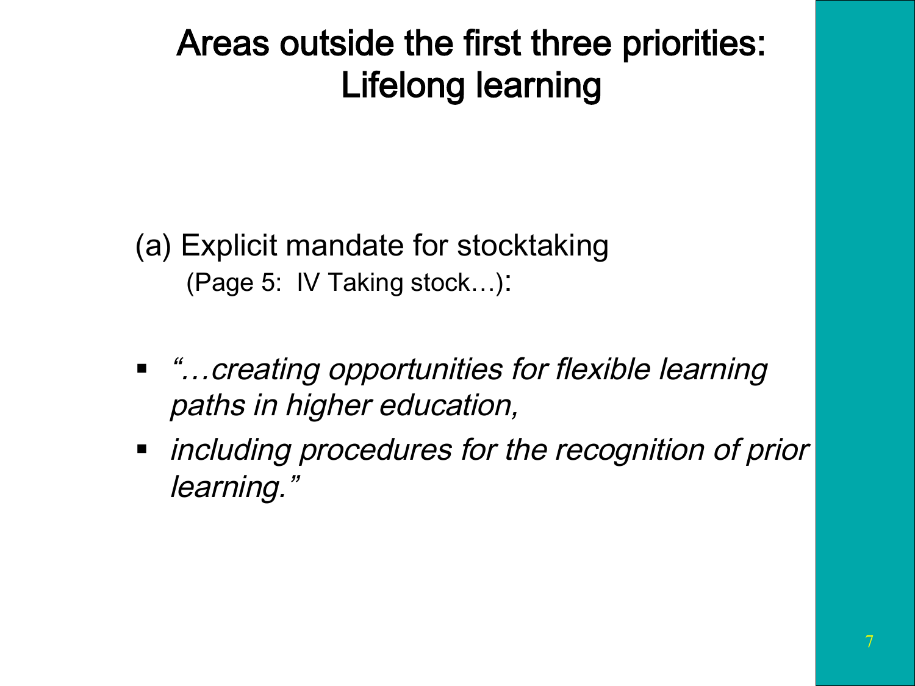# Areas outside the first three priorities: Lifelong learning

(a) Explicit mandate for stocktaking
(Page 5: IV Taking stock…):

- *"…creating opportunities for flexible learning paths in higher education,*
- *including procedures for the recognition of prior learning."*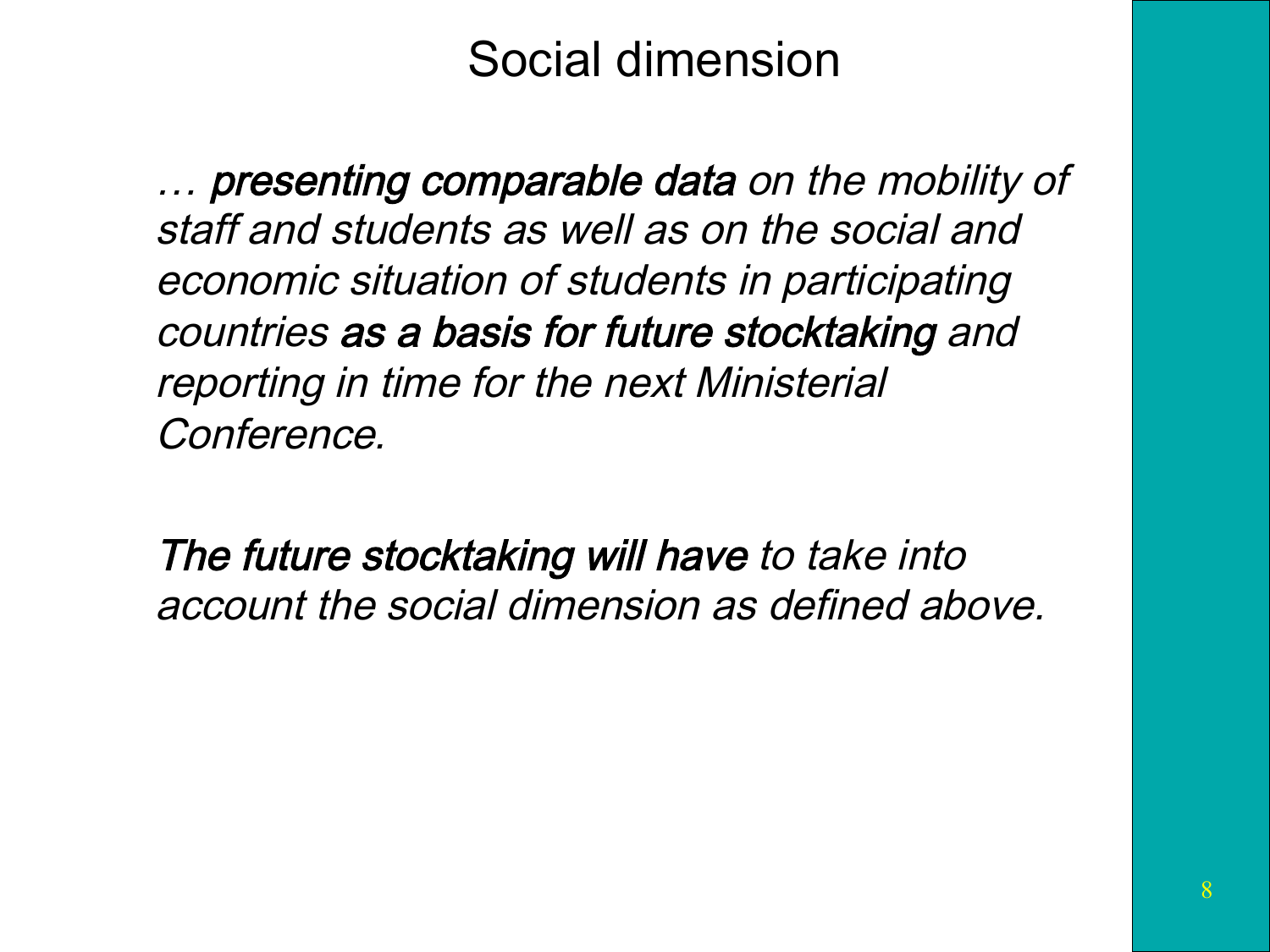# Social dimension

*… **presenting comparable data** on the mobility of staff and students as well as on the social and economic situation of students in participating countries **as a basis for future stocktaking** and reporting in time for the next Ministerial Conference.*

***The future stocktaking will have** to take into account the social dimension as defined above.*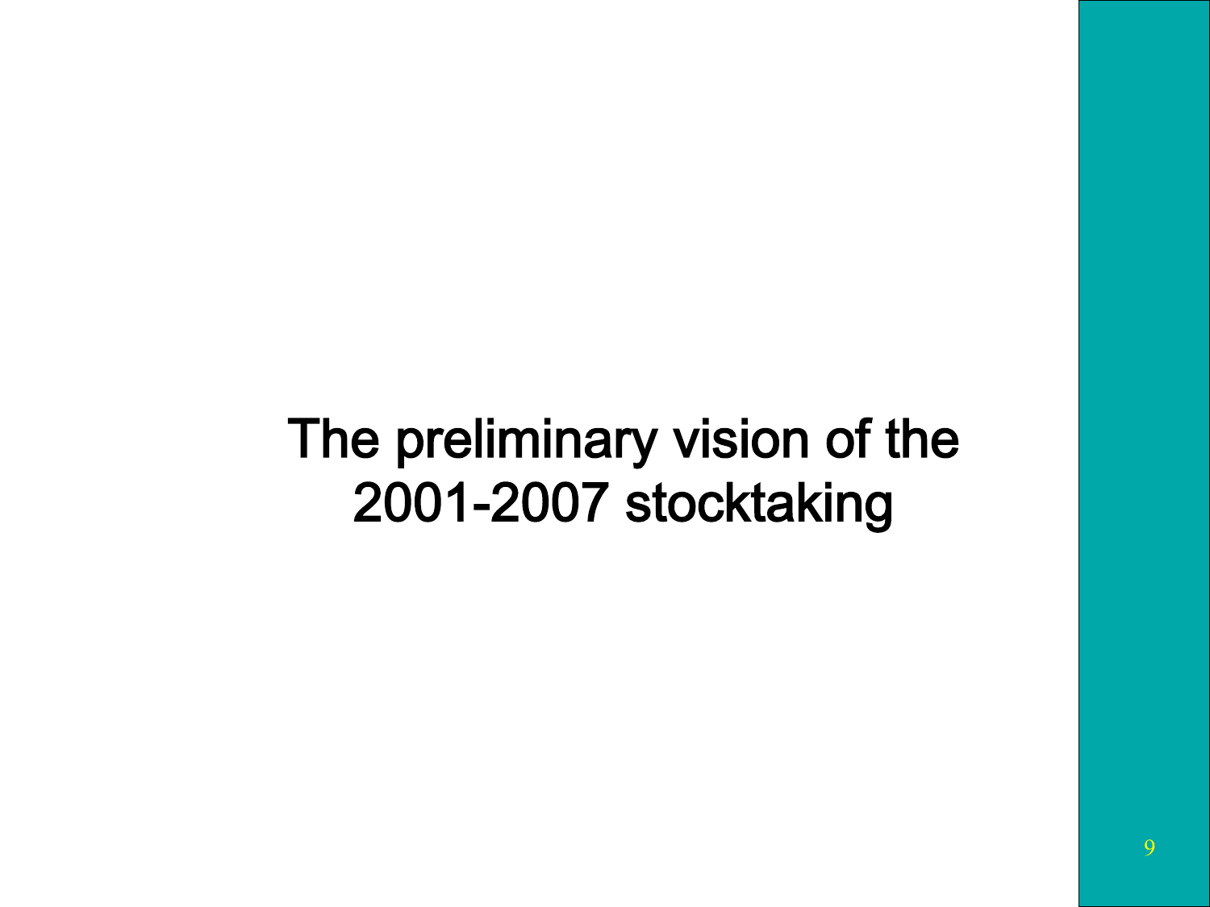# The preliminary vision of the 2001-2007 stocktaking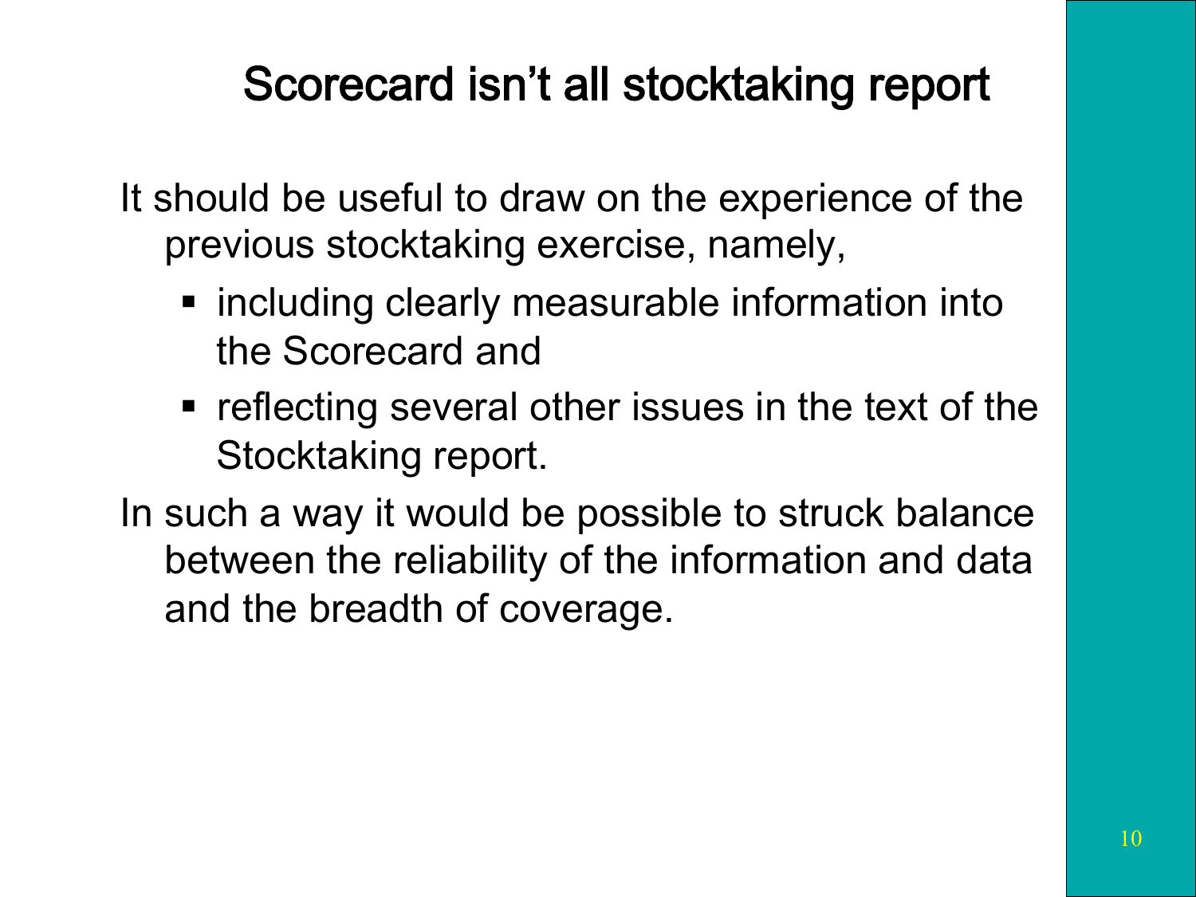# Scorecard isn't all stocktaking report

It should be useful to draw on the experience of the previous stocktaking exercise, namely,

- including clearly measurable information into the Scorecard and
- reflecting several other issues in the text of the Stocktaking report.

In such a way it would be possible to struck balance between the reliability of the information and data and the breadth of coverage.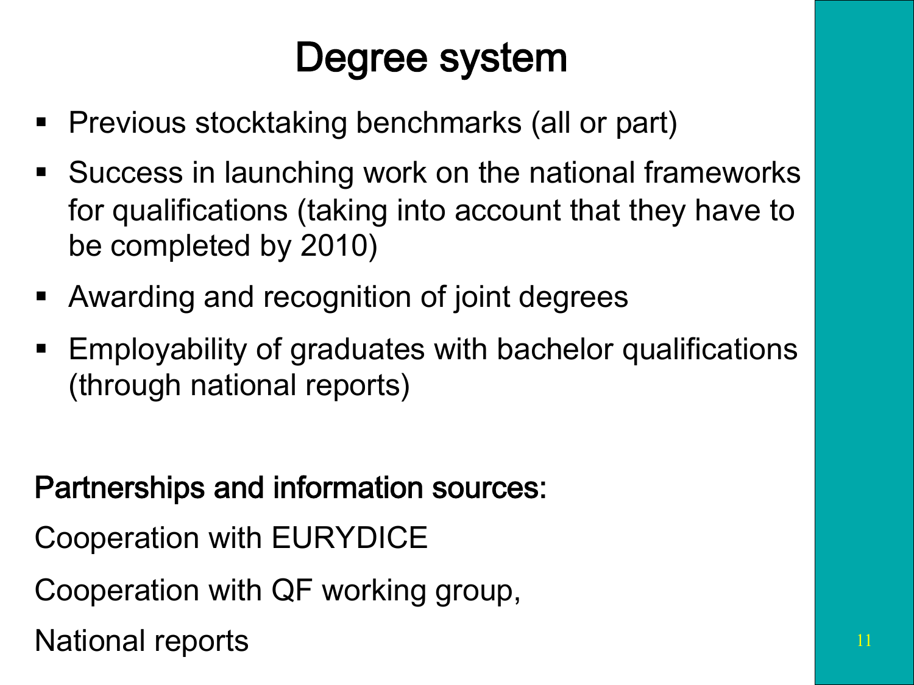# Degree system

- Previous stocktaking benchmarks (all or part)
- Success in launching work on the national frameworks for qualifications (taking into account that they have to be completed by 2010)
- Awarding and recognition of joint degrees
- Employability of graduates with bachelor qualifications (through national reports)

Partnerships and information sources:

Cooperation with EURYDICE

Cooperation with QF working group,

National reports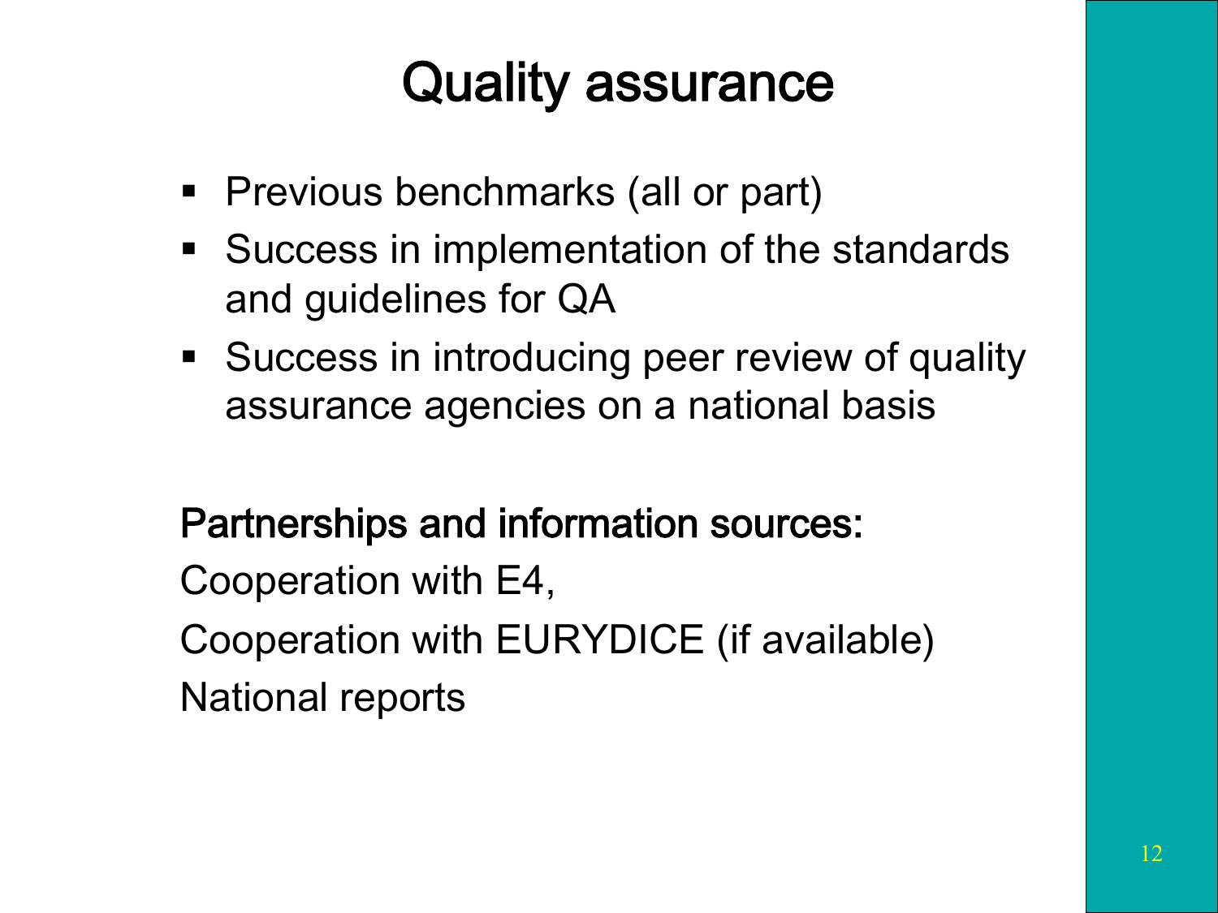# Quality assurance

- Previous benchmarks (all or part)
- Success in implementation of the standards and guidelines for QA
- Success in introducing peer review of quality assurance agencies on a national basis

Partnerships and information sources:

Cooperation with E4,

Cooperation with EURYDICE (if available)

National reports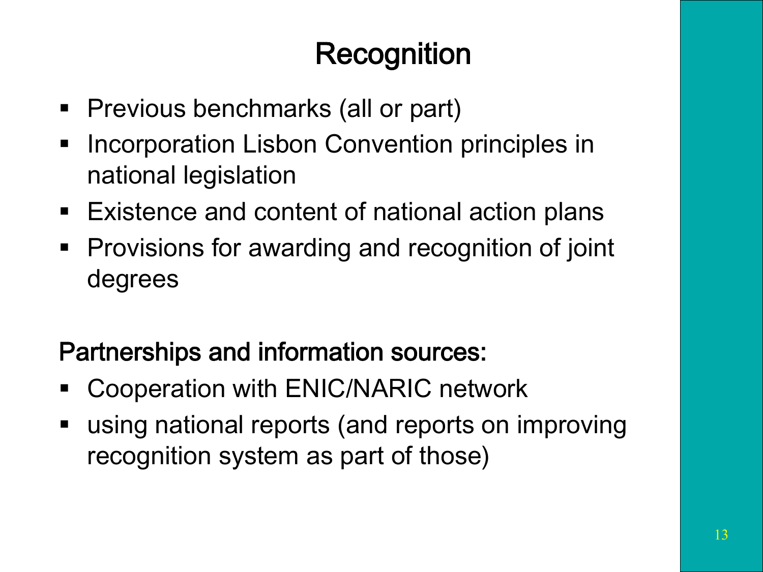# Recognition

- Previous benchmarks (all or part)
- Incorporation Lisbon Convention principles in national legislation
- Existence and content of national action plans
- Provisions for awarding and recognition of joint degrees

## Partnerships and information sources:

- Cooperation with ENIC/NARIC network
- using national reports (and reports on improving recognition system as part of those)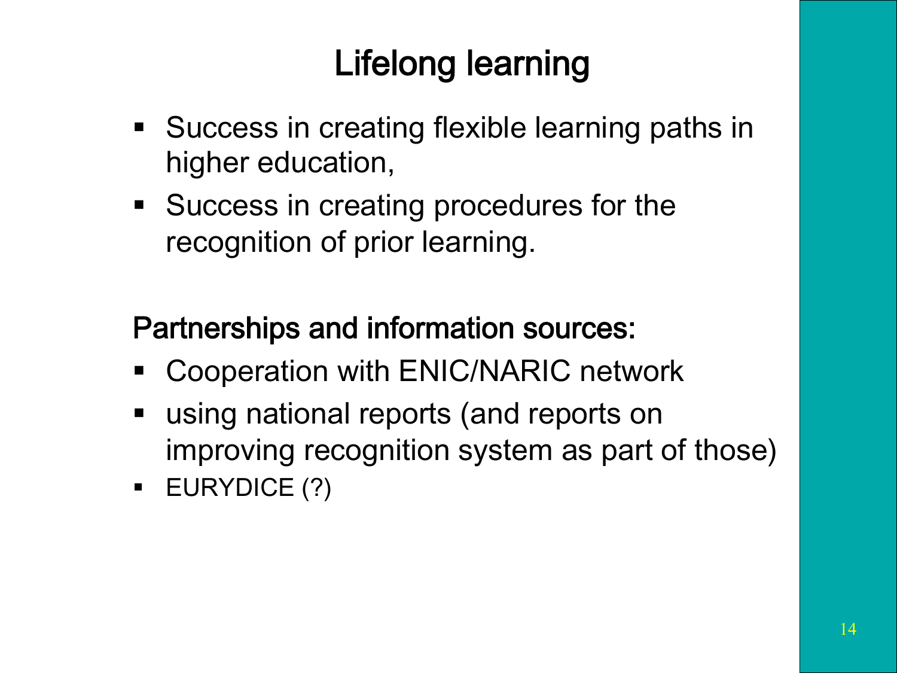# Lifelong learning

- Success in creating flexible learning paths in higher education,
- Success in creating procedures for the recognition of prior learning.

Partnerships and information sources:

- Cooperation with ENIC/NARIC network
- using national reports (and reports on improving recognition system as part of those)
- EURYDICE (?)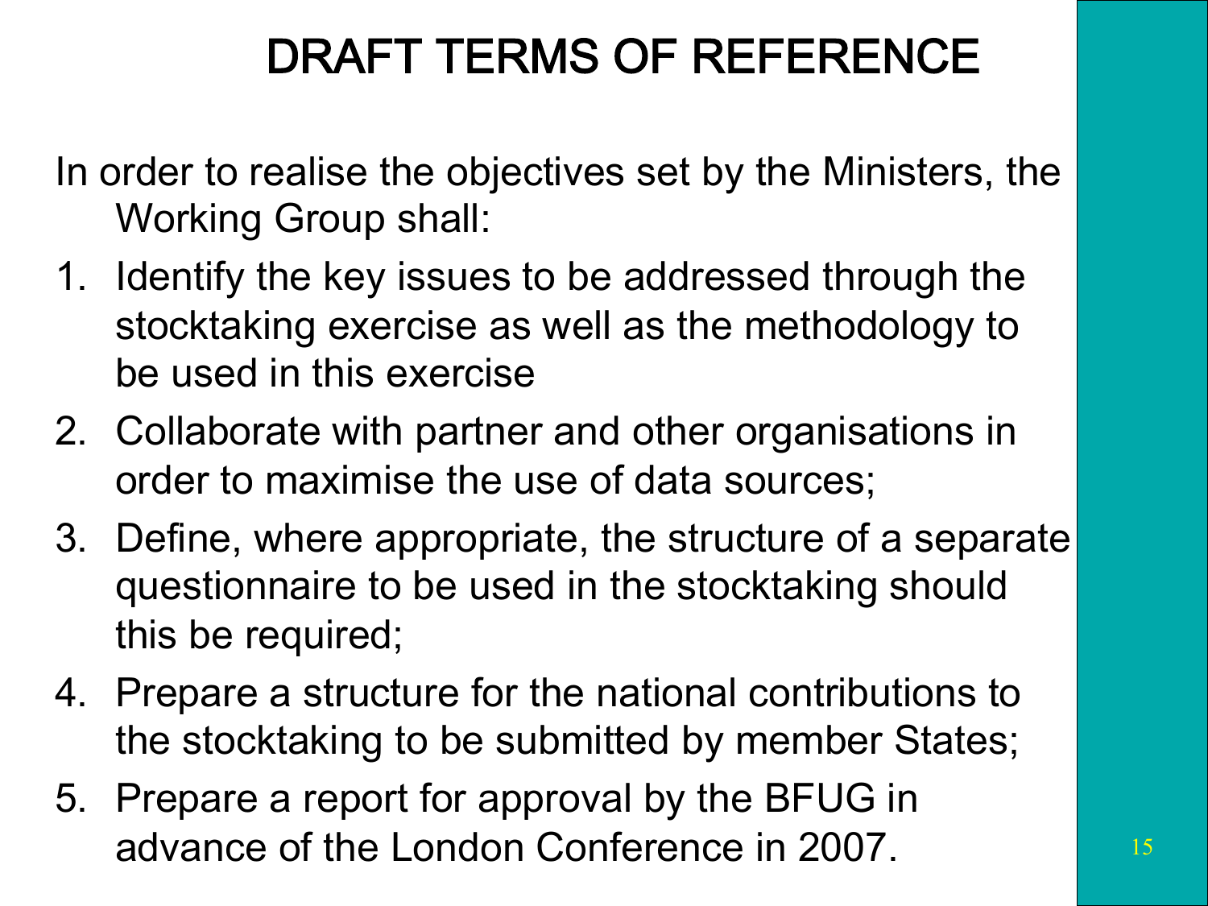# DRAFT TERMS OF REFERENCE

In order to realise the objectives set by the Ministers, the Working Group shall:

1. Identify the key issues to be addressed through the stocktaking exercise as well as the methodology to be used in this exercise
2. Collaborate with partner and other organisations in order to maximise the use of data sources;
3. Define, where appropriate, the structure of a separate questionnaire to be used in the stocktaking should this be required;
4. Prepare a structure for the national contributions to the stocktaking to be submitted by member States;
5. Prepare a report for approval by the BFUG in advance of the London Conference in 2007.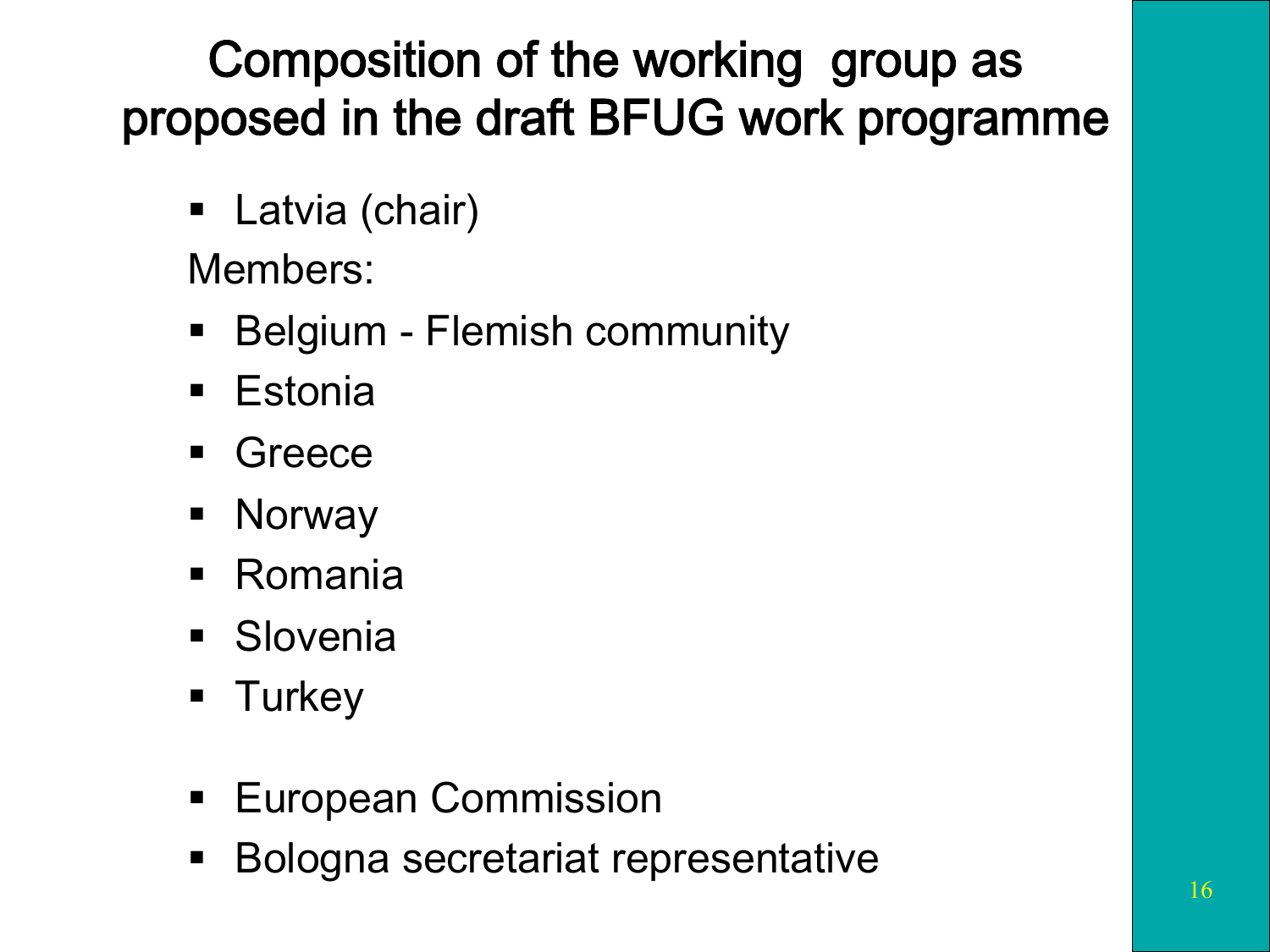# Composition of the working group as proposed in the draft BFUG work programme

- Latvia (chair)

Members:

- Belgium - Flemish community
- Estonia
- Greece
- Norway
- Romania
- Slovenia
- Turkey

- European Commission
- Bologna secretariat representative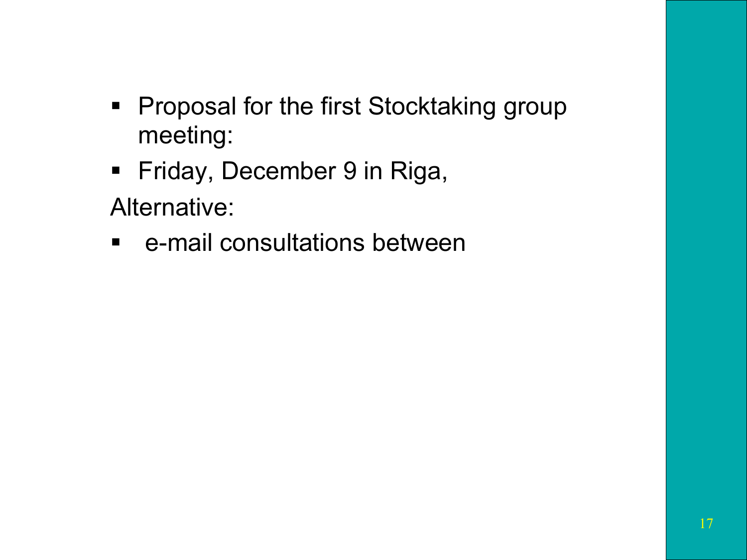- Proposal for the first Stocktaking group meeting:
- Friday, December 9 in Riga,

Alternative:

- e-mail consultations between